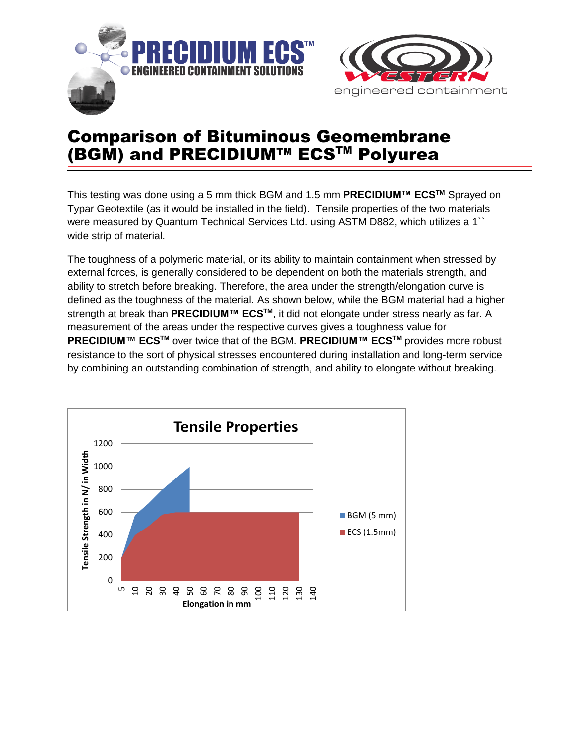# Comparison of Bituminous Geomembrane (BGM) and PRECIDIUM™ ECS™ Polyurea

This testing was done using a 5 mm thick BGM and 1.5 mm **PRECIDIUM™ ECS™** Sprayed on Typar Geotextile (as it would be installed in the field). Tensile properties of the two materials were measured by Quantum Technical Services Ltd. using ASTM D882, which utilizes a 1`` wide strip of material.

The toughness of a polymeric material, or its ability to maintain containment when stressed by external forces, is generally considered to be dependent on both the materials strength, and ability to stretch before breaking. Therefore, the area under the strength/elongation curve is defined as the toughness of the material. As shown below, while the BGM material had a higher strength at break than **PRECIDIUM™ ECS™**, it did not elongate under stress nearly as far. A measurement of the areas under the respective curves gives a toughness value for **PRECIDIUM™ ECS™** over twice that of the BGM. **PRECIDIUM™ ECS™** provides more robust resistance to the sort of physical stresses encountered during installation and long-term service by combining an outstanding combination of strength, and ability to elongate without breaking.

**Tensile Properties**

(Chart: Tensile Strength in N/ in Width vs. Elongation in mm; series: BGM (5 mm), ECS (1.5mm))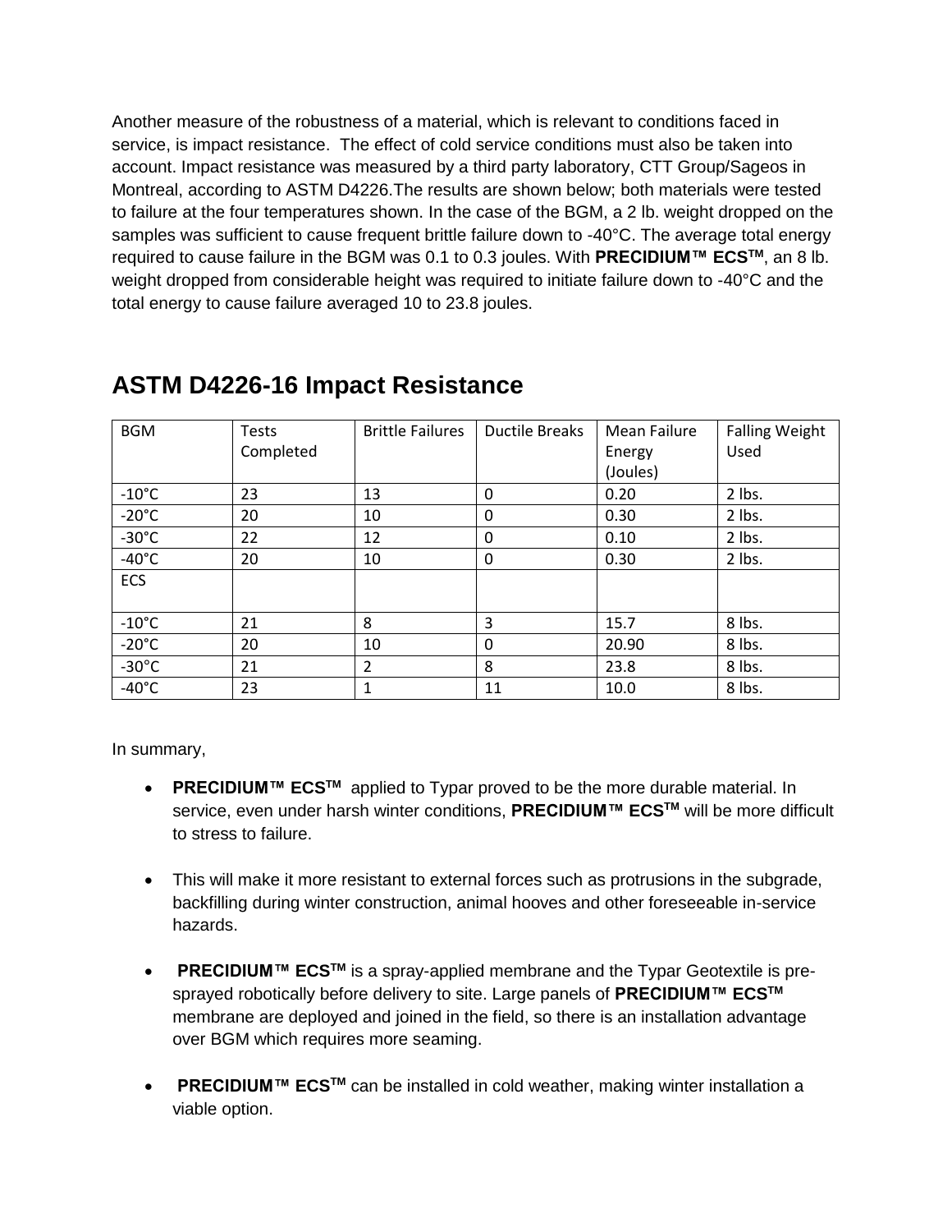Another measure of the robustness of a material, which is relevant to conditions faced in service, is impact resistance. The effect of cold service conditions must also be taken into account. Impact resistance was measured by a third party laboratory, CTT Group/Sageos in Montreal, according to ASTM D4226.The results are shown below; both materials were tested to failure at the four temperatures shown. In the case of the BGM, a 2 lb. weight dropped on the samples was sufficient to cause frequent brittle failure down to -40°C. The average total energy required to cause failure in the BGM was 0.1 to 0.3 joules. With **PRECIDIUM™ ECS™**, an 8 lb. weight dropped from considerable height was required to initiate failure down to -40°C and the total energy to cause failure averaged 10 to 23.8 joules.

## ASTM D4226-16 Impact Resistance

| BGM | Tests Completed | Brittle Failures | Ductile Breaks | Mean Failure Energy (Joules) | Falling Weight Used |
|---|---|---|---|---|---|
| -10°C | 23 | 13 | 0 | 0.20 | 2 lbs. |
| -20°C | 20 | 10 | 0 | 0.30 | 2 lbs. |
| -30°C | 22 | 12 | 0 | 0.10 | 2 lbs. |
| -40°C | 20 | 10 | 0 | 0.30 | 2 lbs. |
| ECS | | | | | |
| -10°C | 21 | 8 | 3 | 15.7 | 8 lbs. |
| -20°C | 20 | 10 | 0 | 20.90 | 8 lbs. |
| -30°C | 21 | 2 | 8 | 23.8 | 8 lbs. |
| -40°C | 23 | 1 | 11 | 10.0 | 8 lbs. |

In summary,

- **PRECIDIUM™ ECS™** applied to Typar proved to be the more durable material. In service, even under harsh winter conditions, **PRECIDIUM™ ECS™** will be more difficult to stress to failure.
- This will make it more resistant to external forces such as protrusions in the subgrade, backfilling during winter construction, animal hooves and other foreseeable in-service hazards.
- **PRECIDIUM™ ECS™** is a spray-applied membrane and the Typar Geotextile is pre-sprayed robotically before delivery to site. Large panels of **PRECIDIUM™ ECS™** membrane are deployed and joined in the field, so there is an installation advantage over BGM which requires more seaming.
- **PRECIDIUM™ ECS™** can be installed in cold weather, making winter installation a viable option.